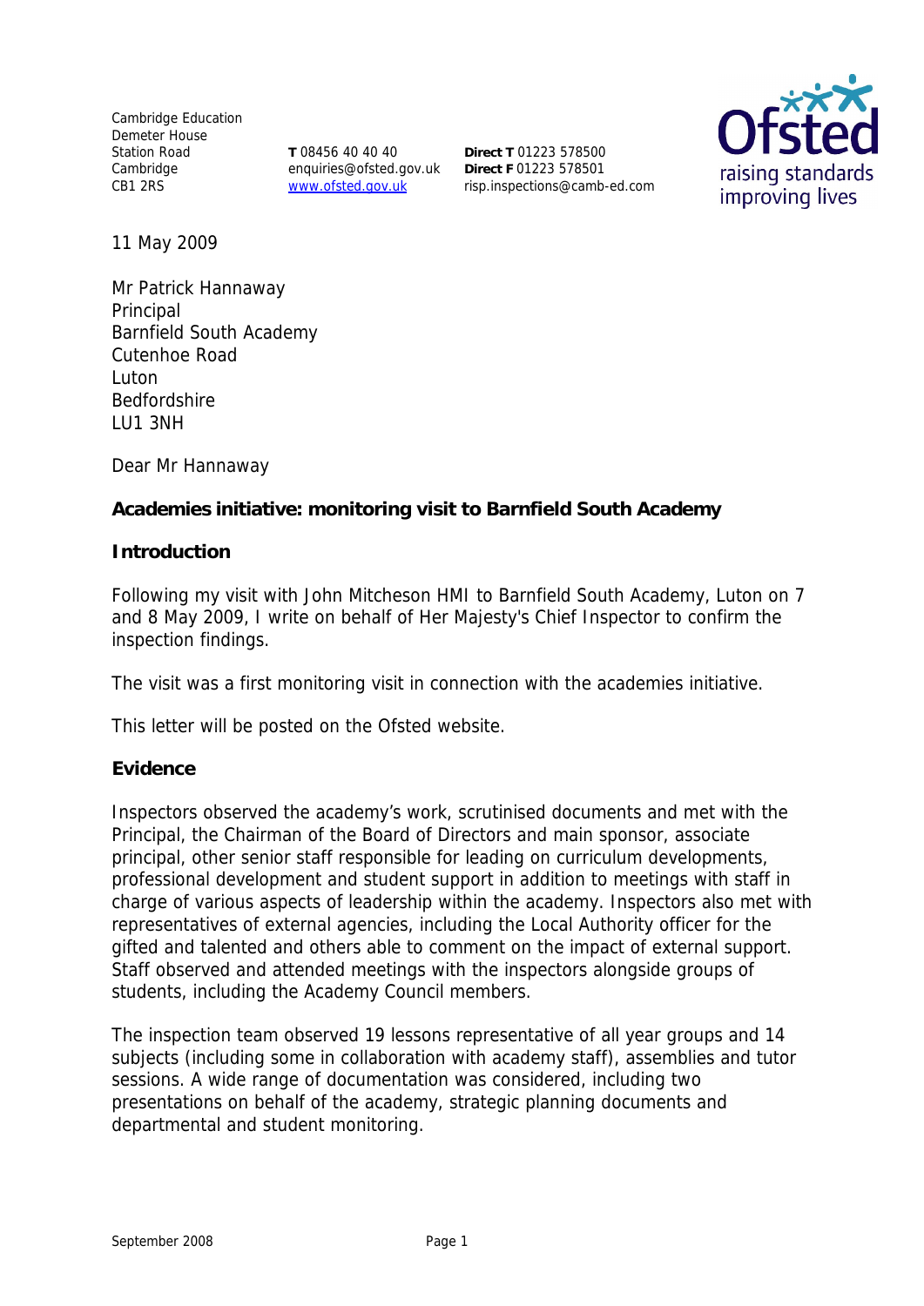Cambridge Education
Demeter House
Station Road
Cambridge
CB1 2RS

**T** 08456 40 40 40
enquiries@ofsted.gov.uk
www.ofsted.gov.uk

**Direct T** 01223 578500
**Direct F** 01223 578501
risp.inspections@camb-ed.com

11 May 2009

Mr Patrick Hannaway
Principal
Barnfield South Academy
Cutenhoe Road
Luton
Bedfordshire
LU1 3NH

Dear Mr Hannaway

**Academies initiative: monitoring visit to Barnfield South Academy**

**Introduction**

Following my visit with John Mitcheson HMI to Barnfield South Academy, Luton on 7 and 8 May 2009, I write on behalf of Her Majesty's Chief Inspector to confirm the inspection findings.

The visit was a first monitoring visit in connection with the academies initiative.

This letter will be posted on the Ofsted website.

**Evidence**

Inspectors observed the academy's work, scrutinised documents and met with the Principal, the Chairman of the Board of Directors and main sponsor, associate principal, other senior staff responsible for leading on curriculum developments, professional development and student support in addition to meetings with staff in charge of various aspects of leadership within the academy. Inspectors also met with representatives of external agencies, including the Local Authority officer for the gifted and talented and others able to comment on the impact of external support. Staff observed and attended meetings with the inspectors alongside groups of students, including the Academy Council members.

The inspection team observed 19 lessons representative of all year groups and 14 subjects (including some in collaboration with academy staff), assemblies and tutor sessions. A wide range of documentation was considered, including two presentations on behalf of the academy, strategic planning documents and departmental and student monitoring.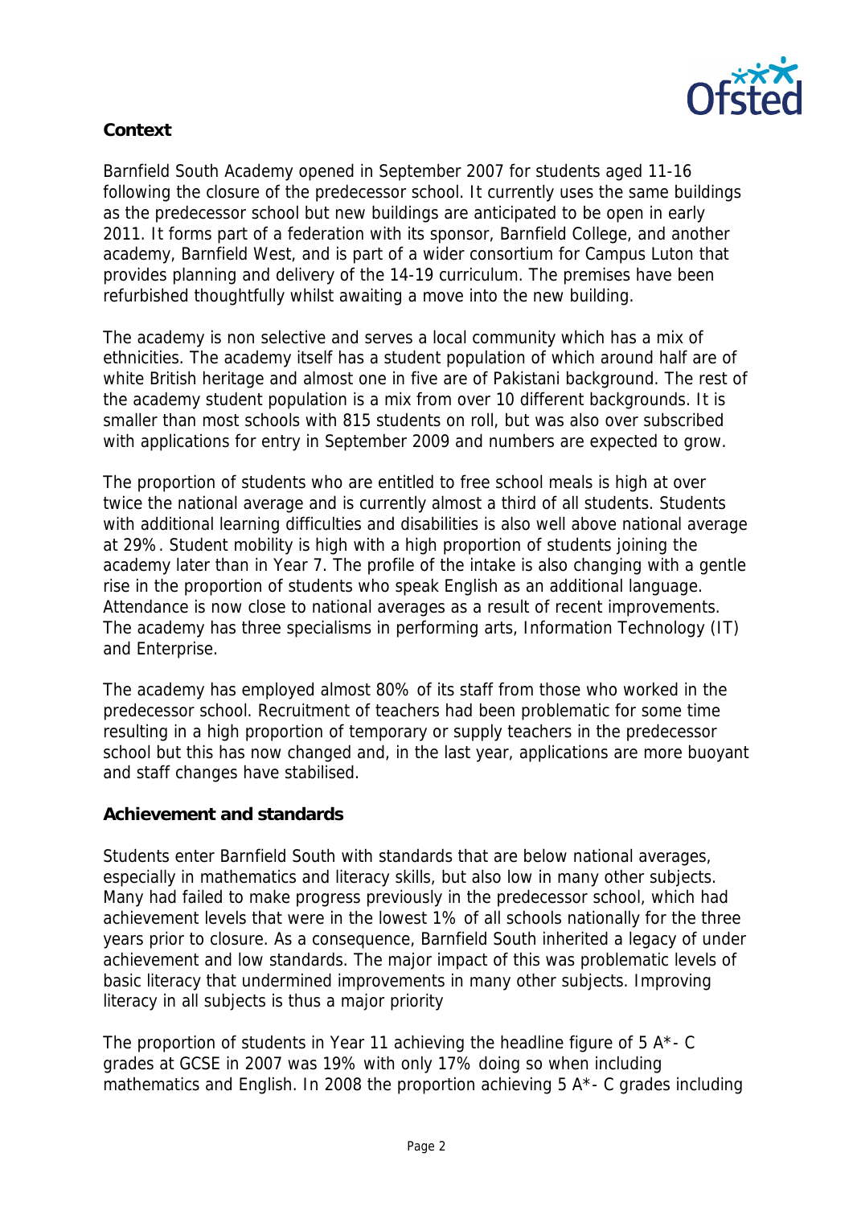## Context

Barnfield South Academy opened in September 2007 for students aged 11-16 following the closure of the predecessor school. It currently uses the same buildings as the predecessor school but new buildings are anticipated to be open in early 2011. It forms part of a federation with its sponsor, Barnfield College, and another academy, Barnfield West, and is part of a wider consortium for Campus Luton that provides planning and delivery of the 14-19 curriculum. The premises have been refurbished thoughtfully whilst awaiting a move into the new building.

The academy is non selective and serves a local community which has a mix of ethnicities. The academy itself has a student population of which around half are of white British heritage and almost one in five are of Pakistani background. The rest of the academy student population is a mix from over 10 different backgrounds. It is smaller than most schools with 815 students on roll, but was also over subscribed with applications for entry in September 2009 and numbers are expected to grow.

The proportion of students who are entitled to free school meals is high at over twice the national average and is currently almost a third of all students. Students with additional learning difficulties and disabilities is also well above national average at 29%. Student mobility is high with a high proportion of students joining the academy later than in Year 7. The profile of the intake is also changing with a gentle rise in the proportion of students who speak English as an additional language. Attendance is now close to national averages as a result of recent improvements. The academy has three specialisms in performing arts, Information Technology (IT) and Enterprise.

The academy has employed almost 80% of its staff from those who worked in the predecessor school. Recruitment of teachers had been problematic for some time resulting in a high proportion of temporary or supply teachers in the predecessor school but this has now changed and, in the last year, applications are more buoyant and staff changes have stabilised.

## Achievement and standards

Students enter Barnfield South with standards that are below national averages, especially in mathematics and literacy skills, but also low in many other subjects. Many had failed to make progress previously in the predecessor school, which had achievement levels that were in the lowest 1% of all schools nationally for the three years prior to closure. As a consequence, Barnfield South inherited a legacy of under achievement and low standards. The major impact of this was problematic levels of basic literacy that undermined improvements in many other subjects. Improving literacy in all subjects is thus a major priority

The proportion of students in Year 11 achieving the headline figure of 5 A*- C grades at GCSE in 2007 was 19% with only 17% doing so when including mathematics and English. In 2008 the proportion achieving 5 A*- C grades including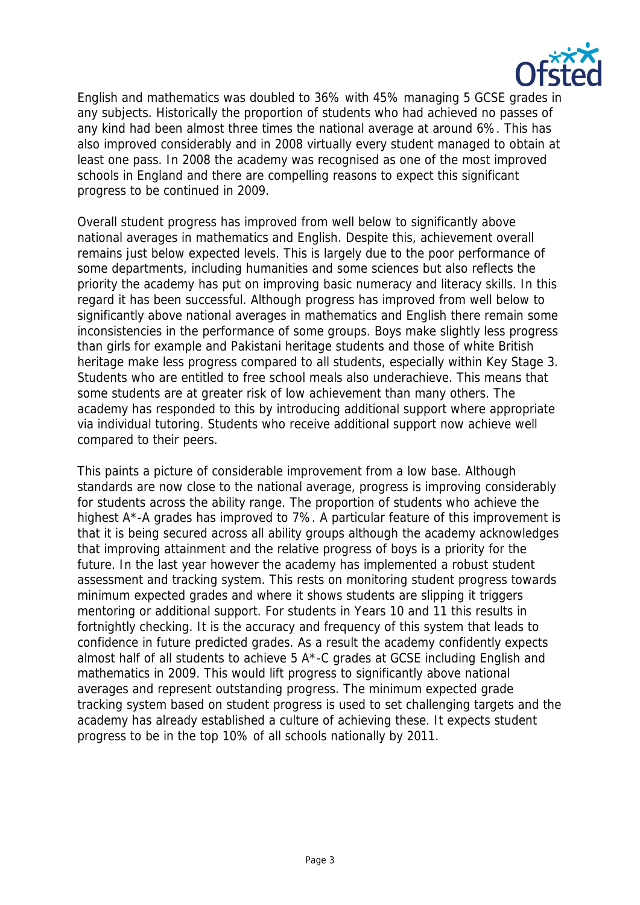English and mathematics was doubled to 36% with 45% managing 5 GCSE grades in any subjects. Historically the proportion of students who had achieved no passes of any kind had been almost three times the national average at around 6%. This has also improved considerably and in 2008 virtually every student managed to obtain at least one pass. In 2008 the academy was recognised as one of the most improved schools in England and there are compelling reasons to expect this significant progress to be continued in 2009.

Overall student progress has improved from well below to significantly above national averages in mathematics and English. Despite this, achievement overall remains just below expected levels. This is largely due to the poor performance of some departments, including humanities and some sciences but also reflects the priority the academy has put on improving basic numeracy and literacy skills. In this regard it has been successful. Although progress has improved from well below to significantly above national averages in mathematics and English there remain some inconsistencies in the performance of some groups. Boys make slightly less progress than girls for example and Pakistani heritage students and those of white British heritage make less progress compared to all students, especially within Key Stage 3. Students who are entitled to free school meals also underachieve. This means that some students are at greater risk of low achievement than many others. The academy has responded to this by introducing additional support where appropriate via individual tutoring. Students who receive additional support now achieve well compared to their peers.

This paints a picture of considerable improvement from a low base. Although standards are now close to the national average, progress is improving considerably for students across the ability range. The proportion of students who achieve the highest A*-A grades has improved to 7%. A particular feature of this improvement is that it is being secured across all ability groups although the academy acknowledges that improving attainment and the relative progress of boys is a priority for the future. In the last year however the academy has implemented a robust student assessment and tracking system. This rests on monitoring student progress towards minimum expected grades and where it shows students are slipping it triggers mentoring or additional support. For students in Years 10 and 11 this results in fortnightly checking. It is the accuracy and frequency of this system that leads to confidence in future predicted grades. As a result the academy confidently expects almost half of all students to achieve 5 A*-C grades at GCSE including English and mathematics in 2009. This would lift progress to significantly above national averages and represent outstanding progress. The minimum expected grade tracking system based on student progress is used to set challenging targets and the academy has already established a culture of achieving these. It expects student progress to be in the top 10% of all schools nationally by 2011.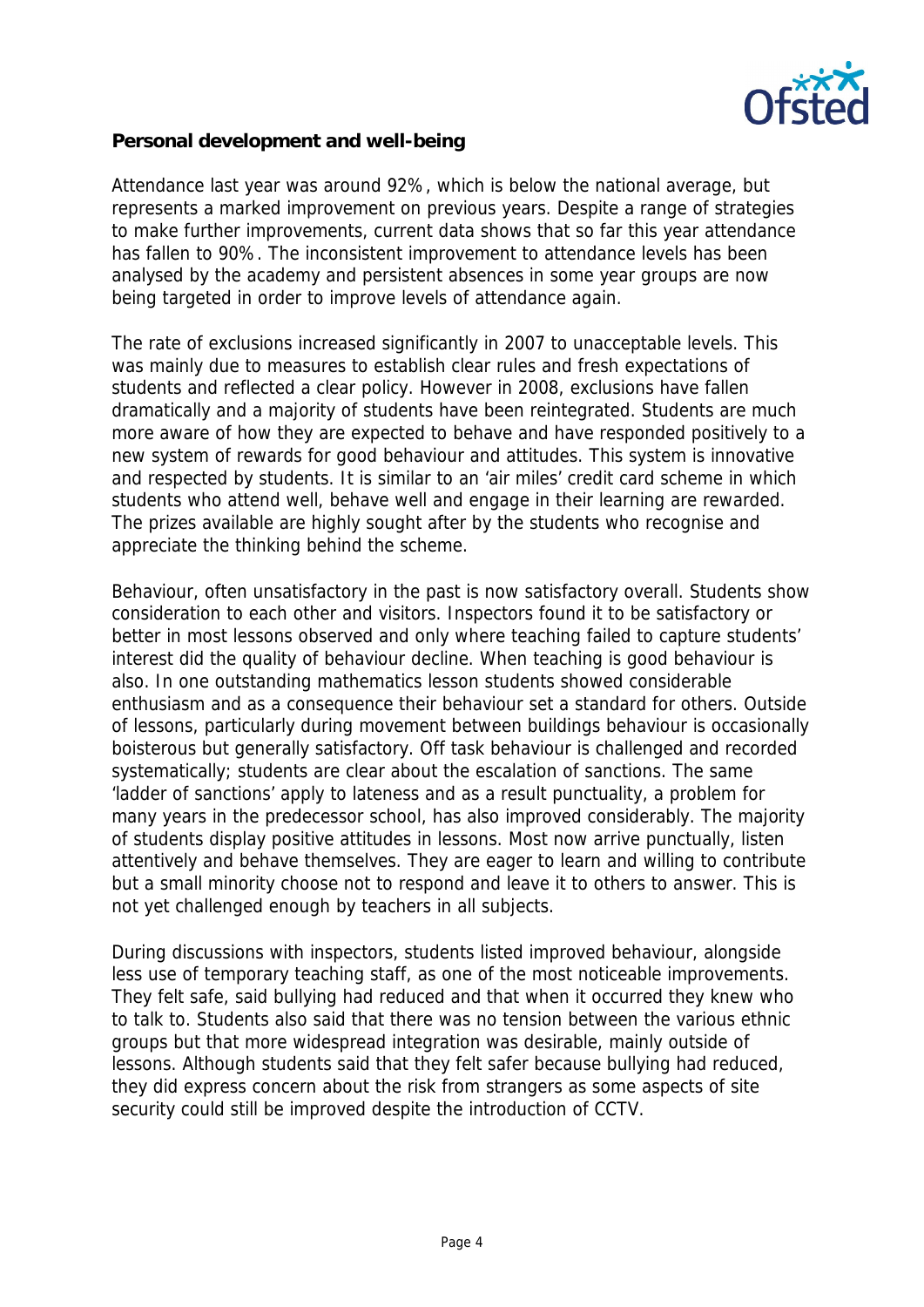**Personal development and well-being**

Attendance last year was around 92%, which is below the national average, but represents a marked improvement on previous years. Despite a range of strategies to make further improvements, current data shows that so far this year attendance has fallen to 90%. The inconsistent improvement to attendance levels has been analysed by the academy and persistent absences in some year groups are now being targeted in order to improve levels of attendance again.

The rate of exclusions increased significantly in 2007 to unacceptable levels. This was mainly due to measures to establish clear rules and fresh expectations of students and reflected a clear policy. However in 2008, exclusions have fallen dramatically and a majority of students have been reintegrated. Students are much more aware of how they are expected to behave and have responded positively to a new system of rewards for good behaviour and attitudes. This system is innovative and respected by students. It is similar to an 'air miles' credit card scheme in which students who attend well, behave well and engage in their learning are rewarded. The prizes available are highly sought after by the students who recognise and appreciate the thinking behind the scheme.

Behaviour, often unsatisfactory in the past is now satisfactory overall. Students show consideration to each other and visitors. Inspectors found it to be satisfactory or better in most lessons observed and only where teaching failed to capture students' interest did the quality of behaviour decline. When teaching is good behaviour is also. In one outstanding mathematics lesson students showed considerable enthusiasm and as a consequence their behaviour set a standard for others. Outside of lessons, particularly during movement between buildings behaviour is occasionally boisterous but generally satisfactory. Off task behaviour is challenged and recorded systematically; students are clear about the escalation of sanctions. The same 'ladder of sanctions' apply to lateness and as a result punctuality, a problem for many years in the predecessor school, has also improved considerably. The majority of students display positive attitudes in lessons. Most now arrive punctually, listen attentively and behave themselves. They are eager to learn and willing to contribute but a small minority choose not to respond and leave it to others to answer. This is not yet challenged enough by teachers in all subjects.

During discussions with inspectors, students listed improved behaviour, alongside less use of temporary teaching staff, as one of the most noticeable improvements. They felt safe, said bullying had reduced and that when it occurred they knew who to talk to. Students also said that there was no tension between the various ethnic groups but that more widespread integration was desirable, mainly outside of lessons. Although students said that they felt safer because bullying had reduced, they did express concern about the risk from strangers as some aspects of site security could still be improved despite the introduction of CCTV.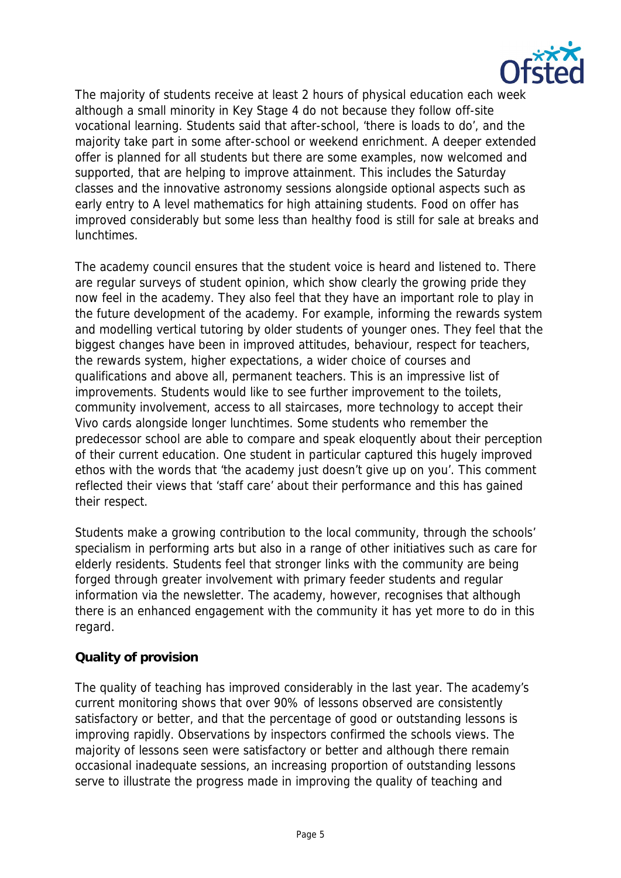The majority of students receive at least 2 hours of physical education each week although a small minority in Key Stage 4 do not because they follow off-site vocational learning. Students said that after-school, 'there is loads to do', and the majority take part in some after-school or weekend enrichment. A deeper extended offer is planned for all students but there are some examples, now welcomed and supported, that are helping to improve attainment. This includes the Saturday classes and the innovative astronomy sessions alongside optional aspects such as early entry to A level mathematics for high attaining students. Food on offer has improved considerably but some less than healthy food is still for sale at breaks and lunchtimes.

The academy council ensures that the student voice is heard and listened to. There are regular surveys of student opinion, which show clearly the growing pride they now feel in the academy. They also feel that they have an important role to play in the future development of the academy. For example, informing the rewards system and modelling vertical tutoring by older students of younger ones. They feel that the biggest changes have been in improved attitudes, behaviour, respect for teachers, the rewards system, higher expectations, a wider choice of courses and qualifications and above all, permanent teachers. This is an impressive list of improvements. Students would like to see further improvement to the toilets, community involvement, access to all staircases, more technology to accept their Vivo cards alongside longer lunchtimes. Some students who remember the predecessor school are able to compare and speak eloquently about their perception of their current education. One student in particular captured this hugely improved ethos with the words that 'the academy just doesn't give up on you'. This comment reflected their views that 'staff care' about their performance and this has gained their respect.

Students make a growing contribution to the local community, through the schools' specialism in performing arts but also in a range of other initiatives such as care for elderly residents. Students feel that stronger links with the community are being forged through greater involvement with primary feeder students and regular information via the newsletter. The academy, however, recognises that although there is an enhanced engagement with the community it has yet more to do in this regard.

**Quality of provision**

The quality of teaching has improved considerably in the last year. The academy's current monitoring shows that over 90% of lessons observed are consistently satisfactory or better, and that the percentage of good or outstanding lessons is improving rapidly. Observations by inspectors confirmed the schools views. The majority of lessons seen were satisfactory or better and although there remain occasional inadequate sessions, an increasing proportion of outstanding lessons serve to illustrate the progress made in improving the quality of teaching and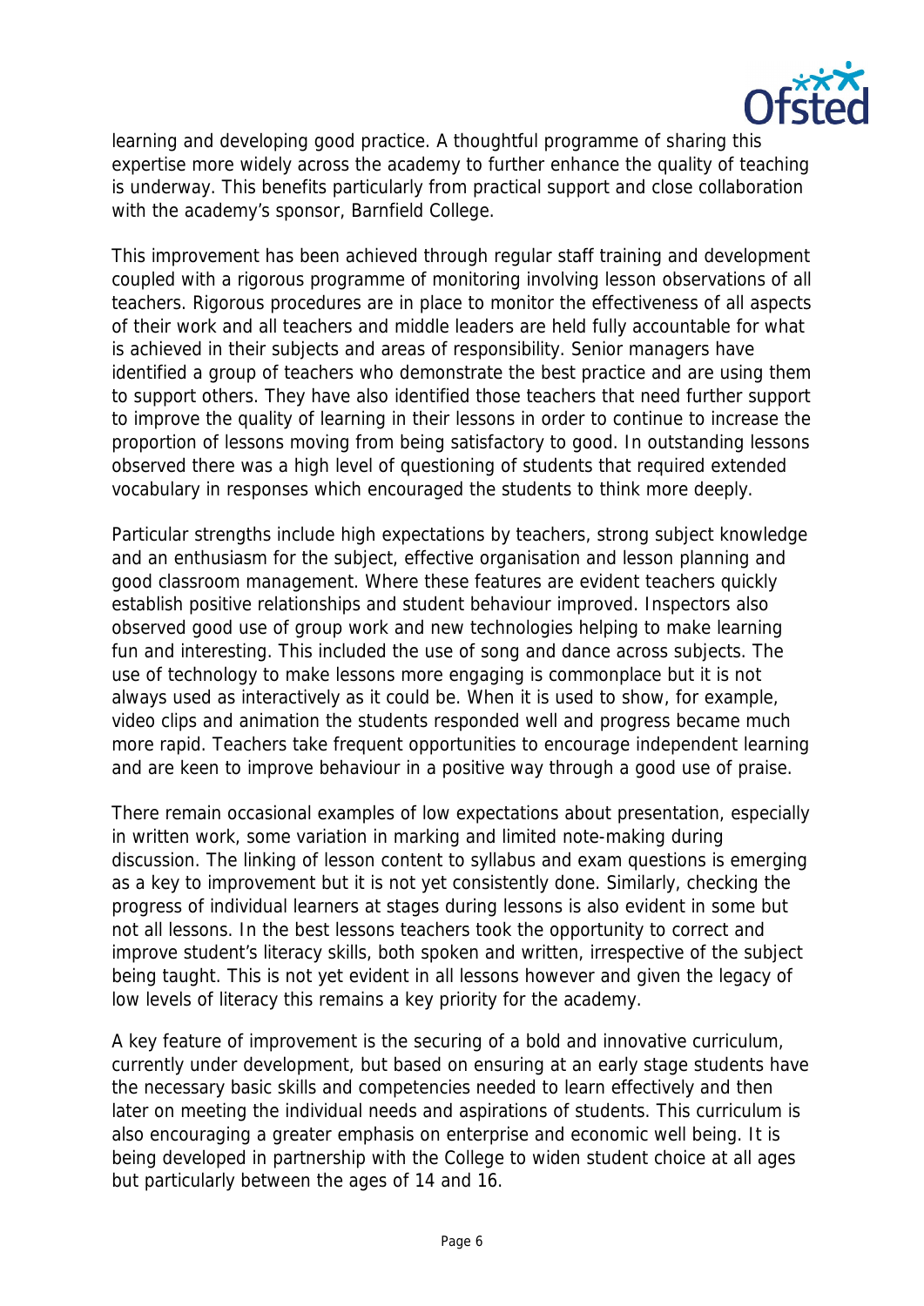learning and developing good practice. A thoughtful programme of sharing this expertise more widely across the academy to further enhance the quality of teaching is underway. This benefits particularly from practical support and close collaboration with the academy's sponsor, Barnfield College.

This improvement has been achieved through regular staff training and development coupled with a rigorous programme of monitoring involving lesson observations of all teachers. Rigorous procedures are in place to monitor the effectiveness of all aspects of their work and all teachers and middle leaders are held fully accountable for what is achieved in their subjects and areas of responsibility. Senior managers have identified a group of teachers who demonstrate the best practice and are using them to support others. They have also identified those teachers that need further support to improve the quality of learning in their lessons in order to continue to increase the proportion of lessons moving from being satisfactory to good. In outstanding lessons observed there was a high level of questioning of students that required extended vocabulary in responses which encouraged the students to think more deeply.

Particular strengths include high expectations by teachers, strong subject knowledge and an enthusiasm for the subject, effective organisation and lesson planning and good classroom management. Where these features are evident teachers quickly establish positive relationships and student behaviour improved. Inspectors also observed good use of group work and new technologies helping to make learning fun and interesting. This included the use of song and dance across subjects. The use of technology to make lessons more engaging is commonplace but it is not always used as interactively as it could be. When it is used to show, for example, video clips and animation the students responded well and progress became much more rapid. Teachers take frequent opportunities to encourage independent learning and are keen to improve behaviour in a positive way through a good use of praise.

There remain occasional examples of low expectations about presentation, especially in written work, some variation in marking and limited note-making during discussion. The linking of lesson content to syllabus and exam questions is emerging as a key to improvement but it is not yet consistently done. Similarly, checking the progress of individual learners at stages during lessons is also evident in some but not all lessons. In the best lessons teachers took the opportunity to correct and improve student's literacy skills, both spoken and written, irrespective of the subject being taught. This is not yet evident in all lessons however and given the legacy of low levels of literacy this remains a key priority for the academy.

A key feature of improvement is the securing of a bold and innovative curriculum, currently under development, but based on ensuring at an early stage students have the necessary basic skills and competencies needed to learn effectively and then later on meeting the individual needs and aspirations of students. This curriculum is also encouraging a greater emphasis on enterprise and economic well being. It is being developed in partnership with the College to widen student choice at all ages but particularly between the ages of 14 and 16.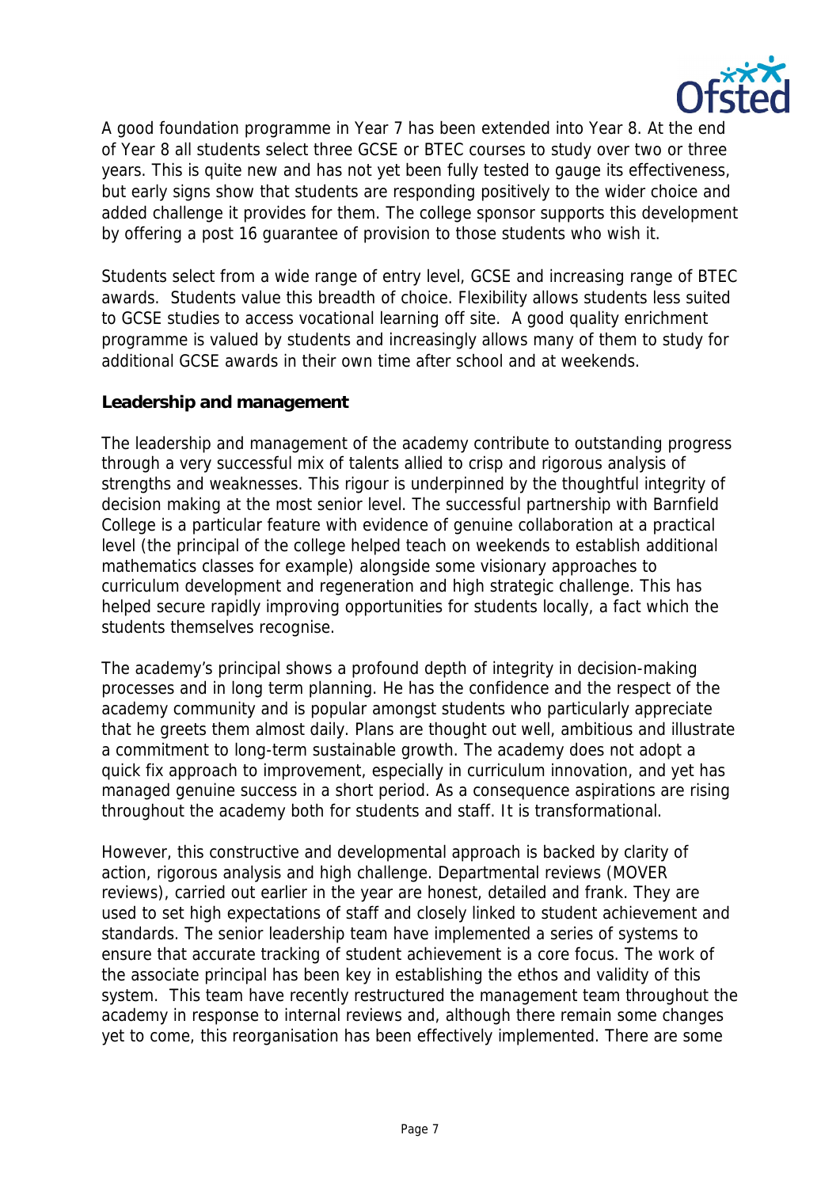A good foundation programme in Year 7 has been extended into Year 8. At the end of Year 8 all students select three GCSE or BTEC courses to study over two or three years. This is quite new and has not yet been fully tested to gauge its effectiveness, but early signs show that students are responding positively to the wider choice and added challenge it provides for them. The college sponsor supports this development by offering a post 16 guarantee of provision to those students who wish it.

Students select from a wide range of entry level, GCSE and increasing range of BTEC awards. Students value this breadth of choice. Flexibility allows students less suited to GCSE studies to access vocational learning off site. A good quality enrichment programme is valued by students and increasingly allows many of them to study for additional GCSE awards in their own time after school and at weekends.

**Leadership and management**

The leadership and management of the academy contribute to outstanding progress through a very successful mix of talents allied to crisp and rigorous analysis of strengths and weaknesses. This rigour is underpinned by the thoughtful integrity of decision making at the most senior level. The successful partnership with Barnfield College is a particular feature with evidence of genuine collaboration at a practical level (the principal of the college helped teach on weekends to establish additional mathematics classes for example) alongside some visionary approaches to curriculum development and regeneration and high strategic challenge. This has helped secure rapidly improving opportunities for students locally, a fact which the students themselves recognise.

The academy's principal shows a profound depth of integrity in decision-making processes and in long term planning. He has the confidence and the respect of the academy community and is popular amongst students who particularly appreciate that he greets them almost daily. Plans are thought out well, ambitious and illustrate a commitment to long-term sustainable growth. The academy does not adopt a quick fix approach to improvement, especially in curriculum innovation, and yet has managed genuine success in a short period. As a consequence aspirations are rising throughout the academy both for students and staff. It is transformational.

However, this constructive and developmental approach is backed by clarity of action, rigorous analysis and high challenge. Departmental reviews (MOVER reviews), carried out earlier in the year are honest, detailed and frank. They are used to set high expectations of staff and closely linked to student achievement and standards. The senior leadership team have implemented a series of systems to ensure that accurate tracking of student achievement is a core focus. The work of the associate principal has been key in establishing the ethos and validity of this system. This team have recently restructured the management team throughout the academy in response to internal reviews and, although there remain some changes yet to come, this reorganisation has been effectively implemented. There are some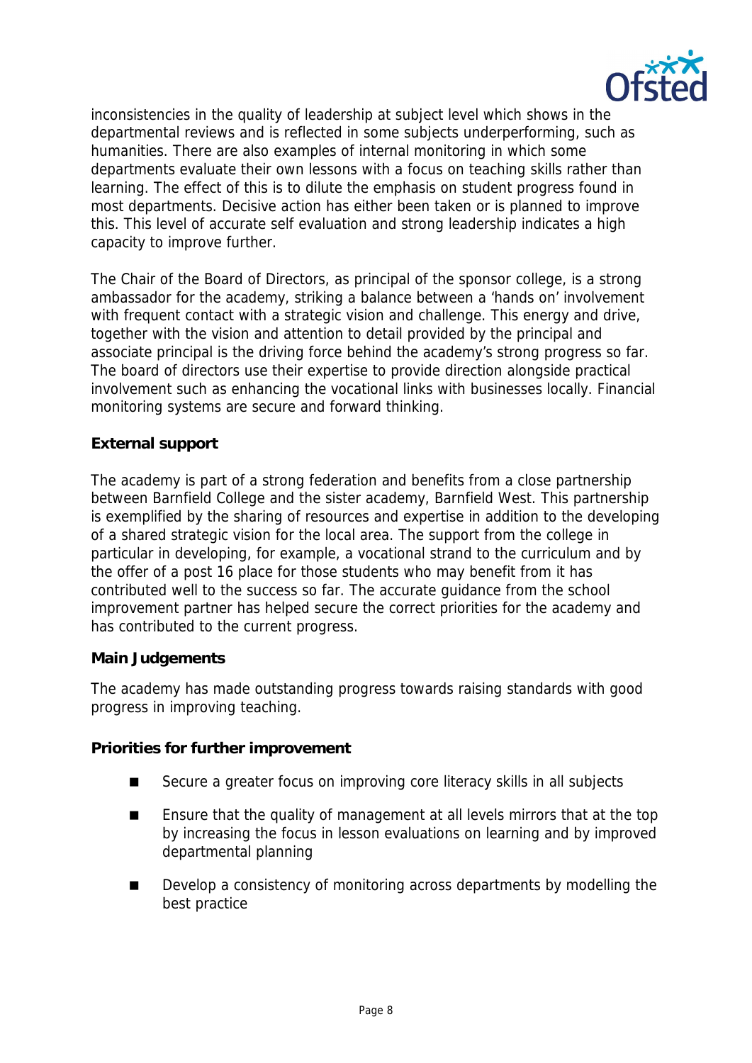inconsistencies in the quality of leadership at subject level which shows in the departmental reviews and is reflected in some subjects underperforming, such as humanities. There are also examples of internal monitoring in which some departments evaluate their own lessons with a focus on teaching skills rather than learning. The effect of this is to dilute the emphasis on student progress found in most departments. Decisive action has either been taken or is planned to improve this. This level of accurate self evaluation and strong leadership indicates a high capacity to improve further.

The Chair of the Board of Directors, as principal of the sponsor college, is a strong ambassador for the academy, striking a balance between a 'hands on' involvement with frequent contact with a strategic vision and challenge. This energy and drive, together with the vision and attention to detail provided by the principal and associate principal is the driving force behind the academy's strong progress so far. The board of directors use their expertise to provide direction alongside practical involvement such as enhancing the vocational links with businesses locally. Financial monitoring systems are secure and forward thinking.

**External support**

The academy is part of a strong federation and benefits from a close partnership between Barnfield College and the sister academy, Barnfield West. This partnership is exemplified by the sharing of resources and expertise in addition to the developing of a shared strategic vision for the local area. The support from the college in particular in developing, for example, a vocational strand to the curriculum and by the offer of a post 16 place for those students who may benefit from it has contributed well to the success so far. The accurate guidance from the school improvement partner has helped secure the correct priorities for the academy and has contributed to the current progress.

**Main Judgements**

The academy has made outstanding progress towards raising standards with good progress in improving teaching.

**Priorities for further improvement**

- Secure a greater focus on improving core literacy skills in all subjects
- Ensure that the quality of management at all levels mirrors that at the top by increasing the focus in lesson evaluations on learning and by improved departmental planning
- Develop a consistency of monitoring across departments by modelling the best practice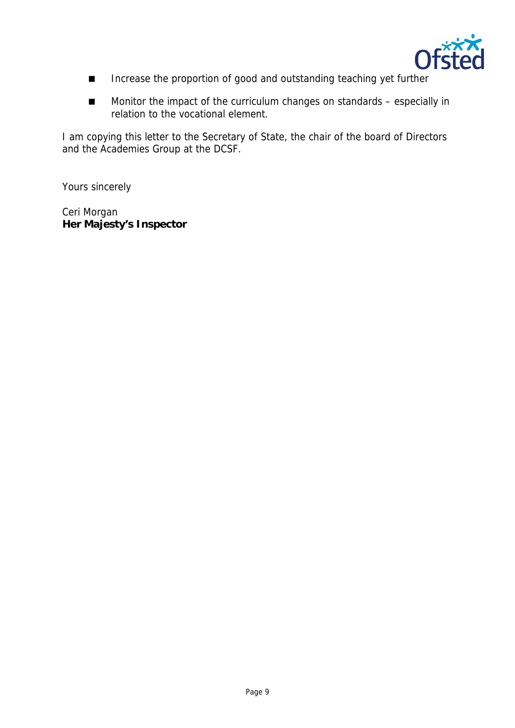- Increase the proportion of good and outstanding teaching yet further
- Monitor the impact of the curriculum changes on standards – especially in relation to the vocational element.

I am copying this letter to the Secretary of State, the chair of the board of Directors and the Academies Group at the DCSF.

Yours sincerely

Ceri Morgan
**Her Majesty's Inspector**